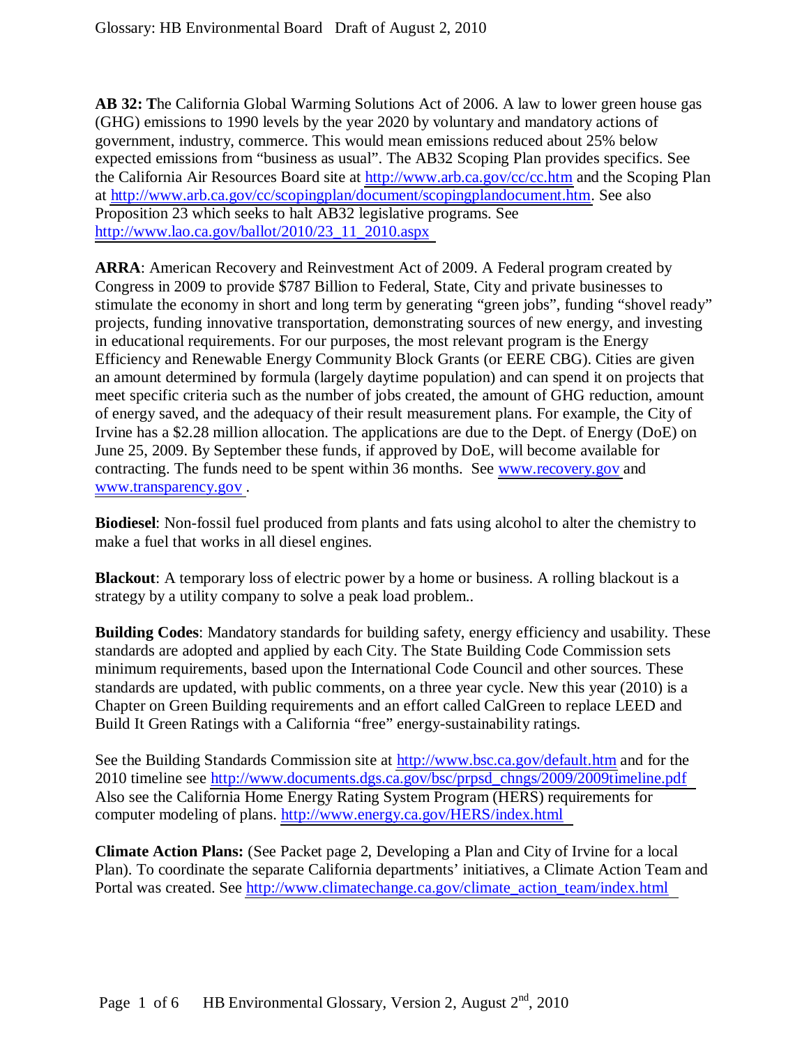**AB 32: T**he California Global Warming Solutions Act of 2006. A law to lower green house gas (GHG) emissions to 1990 levels by the year 2020 by voluntary and mandatory actions of government, industry, commerce. This would mean emissions reduced about 25% below expected emissions from "business as usual". The AB32 Scoping Plan provides specifics. See the California Air Resources Board site at http://www.arb.ca.gov/cc/cc.htm and the Scoping Plan at http://www.arb.ca.gov/cc/scopingplan/document/scopingplandocument.htm. See also Proposition 23 which seeks to halt AB32 legislative programs. See http://www.lao.ca.gov/ballot/2010/23_11_2010.aspx

**ARRA**: American Recovery and Reinvestment Act of 2009. A Federal program created by Congress in 2009 to provide $787 Billion to Federal, State, City and private businesses to stimulate the economy in short and long term by generating "green jobs", funding "shovel ready" projects, funding innovative transportation, demonstrating sources of new energy, and investing in educational requirements. For our purposes, the most relevant program is the Energy Efficiency and Renewable Energy Community Block Grants (or EERE CBG). Cities are given an amount determined by formula (largely daytime population) and can spend it on projects that meet specific criteria such as the number of jobs created, the amount of GHG reduction, amount of energy saved, and the adequacy of their result measurement plans. For example, the City of Irvine has a $2.28 million allocation. The applications are due to the Dept. of Energy (DoE) on June 25, 2009. By September these funds, if approved by DoE, will become available for contracting. The funds need to be spent within 36 months. See www.recovery.gov and www.transparency.gov .

**Biodiesel**: Non-fossil fuel produced from plants and fats using alcohol to alter the chemistry to make a fuel that works in all diesel engines.

**Blackout**: A temporary loss of electric power by a home or business. A rolling blackout is a strategy by a utility company to solve a peak load problem..

**Building Codes**: Mandatory standards for building safety, energy efficiency and usability. These standards are adopted and applied by each City. The State Building Code Commission sets minimum requirements, based upon the International Code Council and other sources. These standards are updated, with public comments, on a three year cycle. New this year (2010) is a Chapter on Green Building requirements and an effort called CalGreen to replace LEED and Build It Green Ratings with a California "free" energy-sustainability ratings.

See the Building Standards Commission site at http://www.bsc.ca.gov/default.htm and for the 2010 timeline see http://www.documents.dgs.ca.gov/bsc/prpsd_chngs/2009/2009timeline.pdf Also see the California Home Energy Rating System Program (HERS) requirements for computer modeling of plans. http://www.energy.ca.gov/HERS/index.html

**Climate Action Plans:** (See Packet page 2, Developing a Plan and City of Irvine for a local Plan). To coordinate the separate California departments' initiatives, a Climate Action Team and Portal was created. See http://www.climatechange.ca.gov/climate_action_team/index.html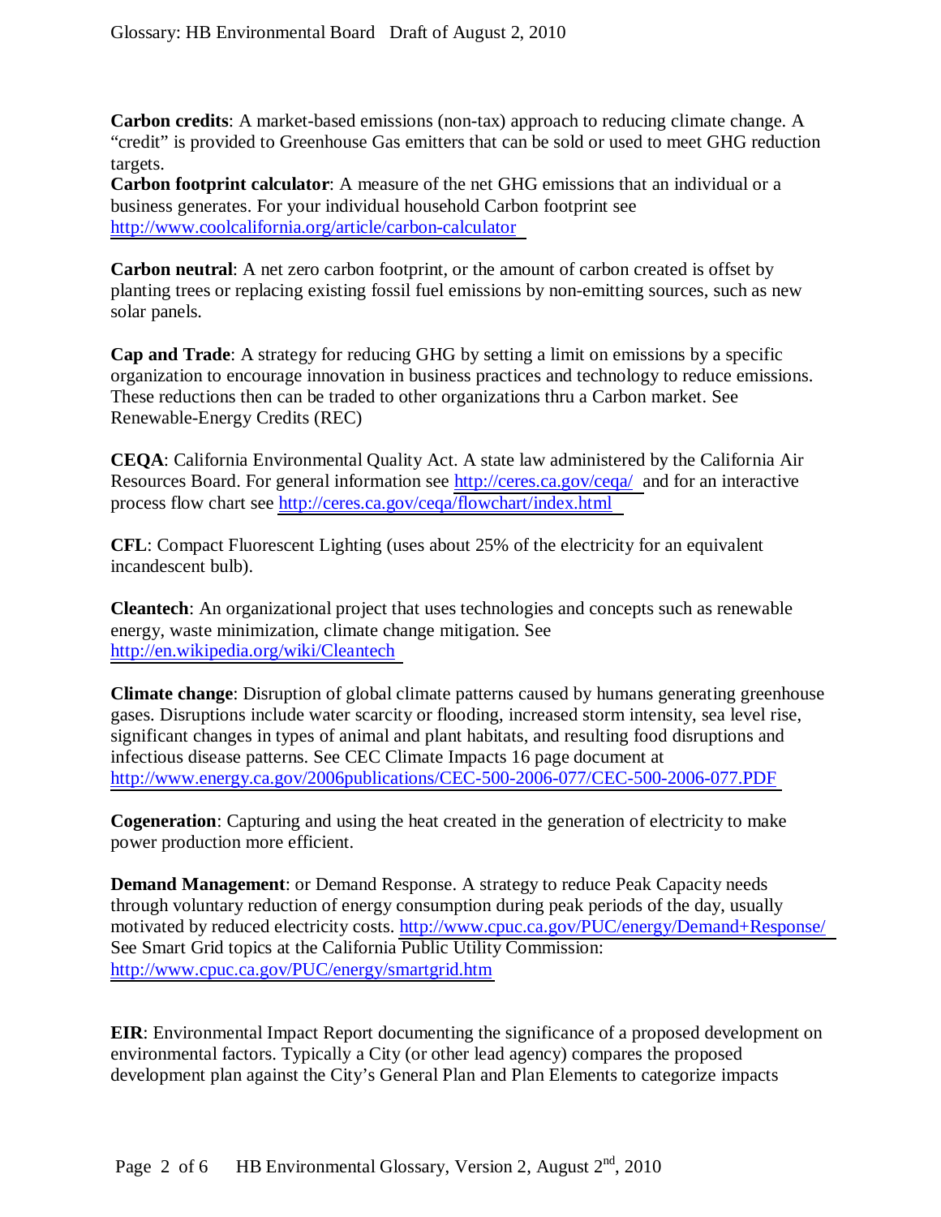**Carbon credits**: A market-based emissions (non-tax) approach to reducing climate change. A "credit" is provided to Greenhouse Gas emitters that can be sold or used to meet GHG reduction targets.

**Carbon footprint calculator**: A measure of the net GHG emissions that an individual or a business generates. For your individual household Carbon footprint see http://www.coolcalifornia.org/article/carbon-calculator

**Carbon neutral**: A net zero carbon footprint, or the amount of carbon created is offset by planting trees or replacing existing fossil fuel emissions by non-emitting sources, such as new solar panels.

**Cap and Trade**: A strategy for reducing GHG by setting a limit on emissions by a specific organization to encourage innovation in business practices and technology to reduce emissions. These reductions then can be traded to other organizations thru a Carbon market. See Renewable-Energy Credits (REC)

**CEQA**: California Environmental Quality Act. A state law administered by the California Air Resources Board. For general information see http://ceres.ca.gov/ceqa/ and for an interactive process flow chart see http://ceres.ca.gov/ceqa/flowchart/index.html

**CFL**: Compact Fluorescent Lighting (uses about 25% of the electricity for an equivalent incandescent bulb).

**Cleantech**: An organizational project that uses technologies and concepts such as renewable energy, waste minimization, climate change mitigation. See http://en.wikipedia.org/wiki/Cleantech

**Climate change**: Disruption of global climate patterns caused by humans generating greenhouse gases. Disruptions include water scarcity or flooding, increased storm intensity, sea level rise, significant changes in types of animal and plant habitats, and resulting food disruptions and infectious disease patterns. See CEC Climate Impacts 16 page document at http://www.energy.ca.gov/2006publications/CEC-500-2006-077/CEC-500-2006-077.PDF

**Cogeneration**: Capturing and using the heat created in the generation of electricity to make power production more efficient.

**Demand Management**: or Demand Response. A strategy to reduce Peak Capacity needs through voluntary reduction of energy consumption during peak periods of the day, usually motivated by reduced electricity costs. http://www.cpuc.ca.gov/PUC/energy/Demand+Response/ See Smart Grid topics at the California Public Utility Commission: http://www.cpuc.ca.gov/PUC/energy/smartgrid.htm

**EIR**: Environmental Impact Report documenting the significance of a proposed development on environmental factors. Typically a City (or other lead agency) compares the proposed development plan against the City's General Plan and Plan Elements to categorize impacts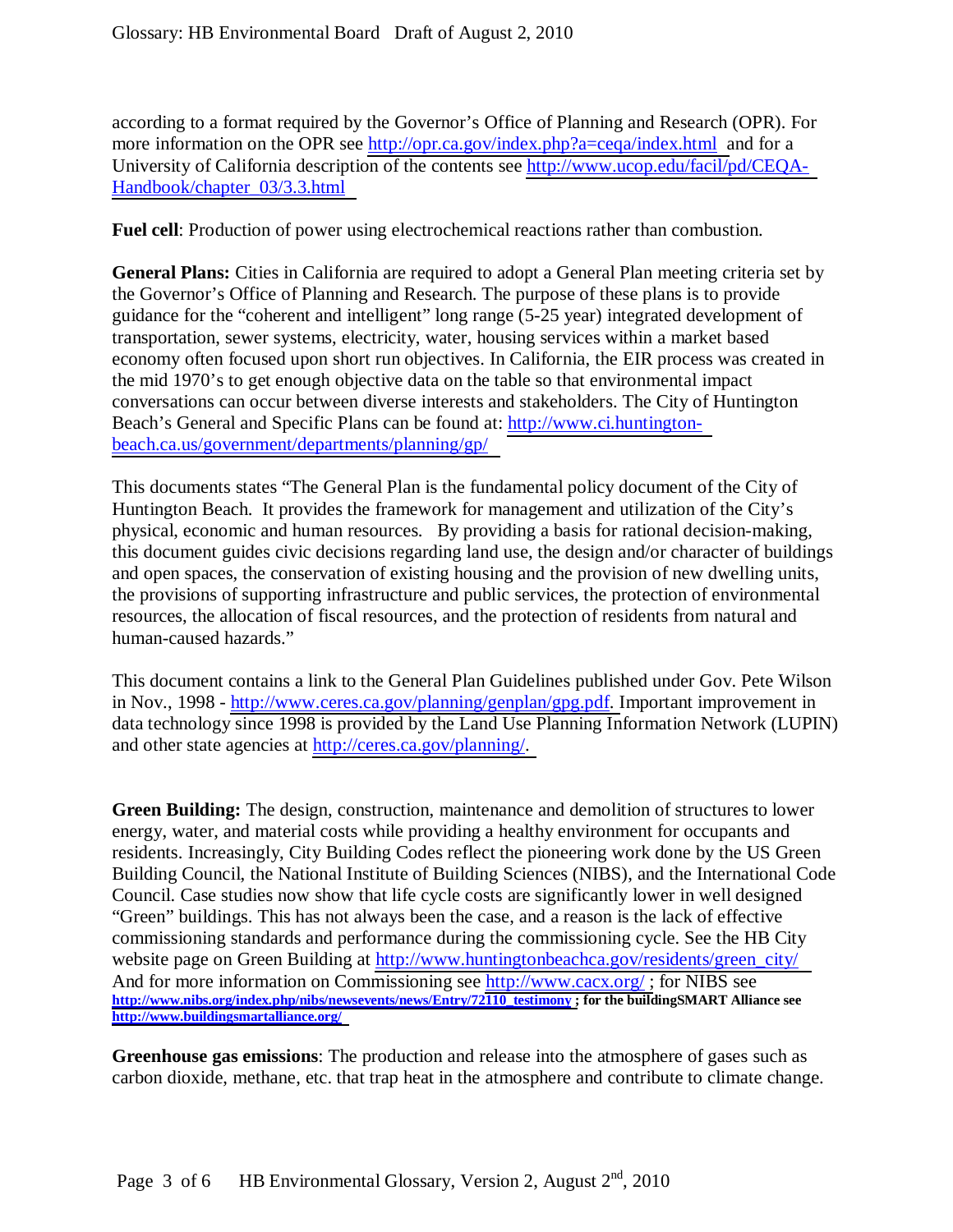according to a format required by the Governor's Office of Planning and Research (OPR). For more information on the OPR see http://opr.ca.gov/index.php?a=ceqa/index.html and for a University of California description of the contents see http://www.ucop.edu/facil/pd/CEQA-Handbook/chapter_03/3.3.html

**Fuel cell**: Production of power using electrochemical reactions rather than combustion.

**General Plans:** Cities in California are required to adopt a General Plan meeting criteria set by the Governor's Office of Planning and Research. The purpose of these plans is to provide guidance for the "coherent and intelligent" long range (5-25 year) integrated development of transportation, sewer systems, electricity, water, housing services within a market based economy often focused upon short run objectives. In California, the EIR process was created in the mid 1970's to get enough objective data on the table so that environmental impact conversations can occur between diverse interests and stakeholders. The City of Huntington Beach's General and Specific Plans can be found at: http://www.ci.huntington-beach.ca.us/government/departments/planning/gp/

This documents states "The General Plan is the fundamental policy document of the City of Huntington Beach. It provides the framework for management and utilization of the City's physical, economic and human resources. By providing a basis for rational decision-making, this document guides civic decisions regarding land use, the design and/or character of buildings and open spaces, the conservation of existing housing and the provision of new dwelling units, the provisions of supporting infrastructure and public services, the protection of environmental resources, the allocation of fiscal resources, and the protection of residents from natural and human-caused hazards."

This document contains a link to the General Plan Guidelines published under Gov. Pete Wilson in Nov., 1998 - http://www.ceres.ca.gov/planning/genplan/gpg.pdf. Important improvement in data technology since 1998 is provided by the Land Use Planning Information Network (LUPIN) and other state agencies at http://ceres.ca.gov/planning/.

**Green Building:** The design, construction, maintenance and demolition of structures to lower energy, water, and material costs while providing a healthy environment for occupants and residents. Increasingly, City Building Codes reflect the pioneering work done by the US Green Building Council, the National Institute of Building Sciences (NIBS), and the International Code Council. Case studies now show that life cycle costs are significantly lower in well designed "Green" buildings. This has not always been the case, and a reason is the lack of effective commissioning standards and performance during the commissioning cycle. See the HB City website page on Green Building at http://www.huntingtonbeachca.gov/residents/green_city/
And for more information on Commissioning see http://www.cacx.org/ ; for NIBS see **http://www.nibs.org/index.php/nibs/newsevents/news/Entry/72110_testimony ; for the buildingSMART Alliance see http://www.buildingsmartalliance.org/**

**Greenhouse gas emissions**: The production and release into the atmosphere of gases such as carbon dioxide, methane, etc. that trap heat in the atmosphere and contribute to climate change.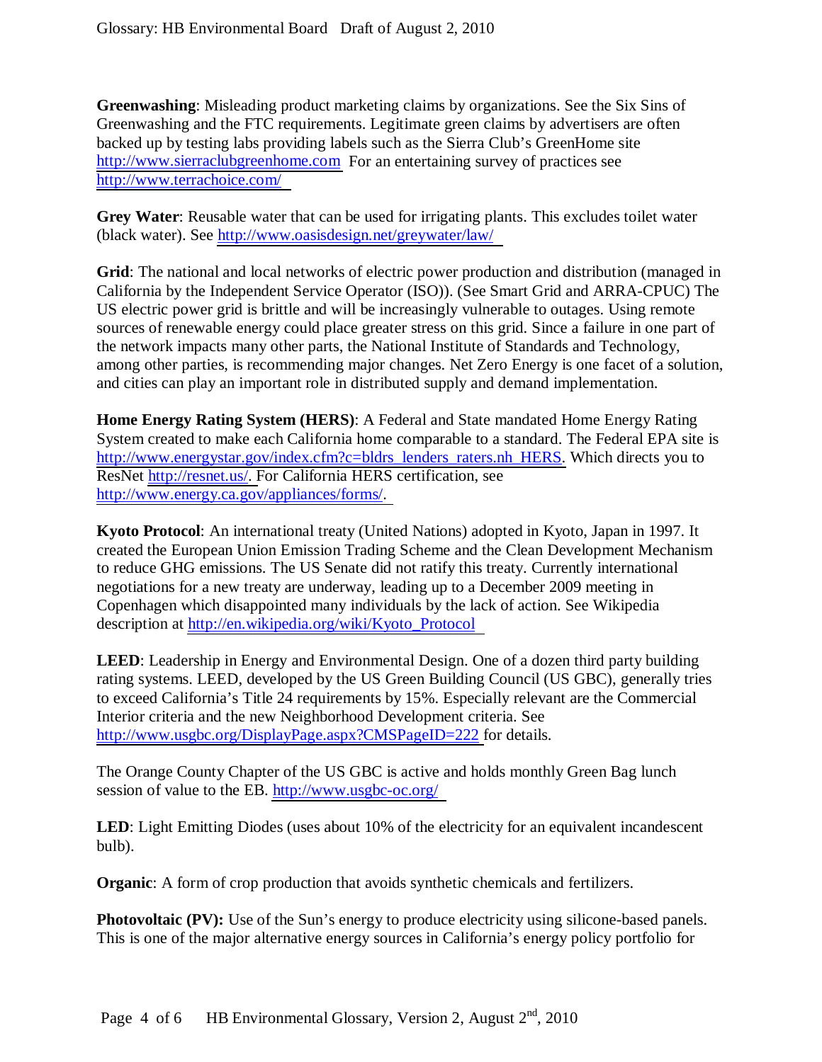**Greenwashing**: Misleading product marketing claims by organizations. See the Six Sins of Greenwashing and the FTC requirements. Legitimate green claims by advertisers are often backed up by testing labs providing labels such as the Sierra Club's GreenHome site http://www.sierraclubgreenhome.com For an entertaining survey of practices see http://www.terrachoice.com/

**Grey Water**: Reusable water that can be used for irrigating plants. This excludes toilet water (black water). See http://www.oasisdesign.net/greywater/law/

**Grid**: The national and local networks of electric power production and distribution (managed in California by the Independent Service Operator (ISO)). (See Smart Grid and ARRA-CPUC) The US electric power grid is brittle and will be increasingly vulnerable to outages. Using remote sources of renewable energy could place greater stress on this grid. Since a failure in one part of the network impacts many other parts, the National Institute of Standards and Technology, among other parties, is recommending major changes. Net Zero Energy is one facet of a solution, and cities can play an important role in distributed supply and demand implementation.

**Home Energy Rating System (HERS)**: A Federal and State mandated Home Energy Rating System created to make each California home comparable to a standard. The Federal EPA site is http://www.energystar.gov/index.cfm?c=bldrs_lenders_raters.nh_HERS. Which directs you to ResNet http://resnet.us/. For California HERS certification, see http://www.energy.ca.gov/appliances/forms/.

**Kyoto Protocol**: An international treaty (United Nations) adopted in Kyoto, Japan in 1997. It created the European Union Emission Trading Scheme and the Clean Development Mechanism to reduce GHG emissions. The US Senate did not ratify this treaty. Currently international negotiations for a new treaty are underway, leading up to a December 2009 meeting in Copenhagen which disappointed many individuals by the lack of action. See Wikipedia description at http://en.wikipedia.org/wiki/Kyoto_Protocol

**LEED**: Leadership in Energy and Environmental Design. One of a dozen third party building rating systems. LEED, developed by the US Green Building Council (US GBC), generally tries to exceed California's Title 24 requirements by 15%. Especially relevant are the Commercial Interior criteria and the new Neighborhood Development criteria. See http://www.usgbc.org/DisplayPage.aspx?CMSPageID=222 for details.

The Orange County Chapter of the US GBC is active and holds monthly Green Bag lunch session of value to the EB. http://www.usgbc-oc.org/

**LED**: Light Emitting Diodes (uses about 10% of the electricity for an equivalent incandescent bulb).

**Organic**: A form of crop production that avoids synthetic chemicals and fertilizers.

**Photovoltaic (PV):** Use of the Sun's energy to produce electricity using silicone-based panels. This is one of the major alternative energy sources in California's energy policy portfolio for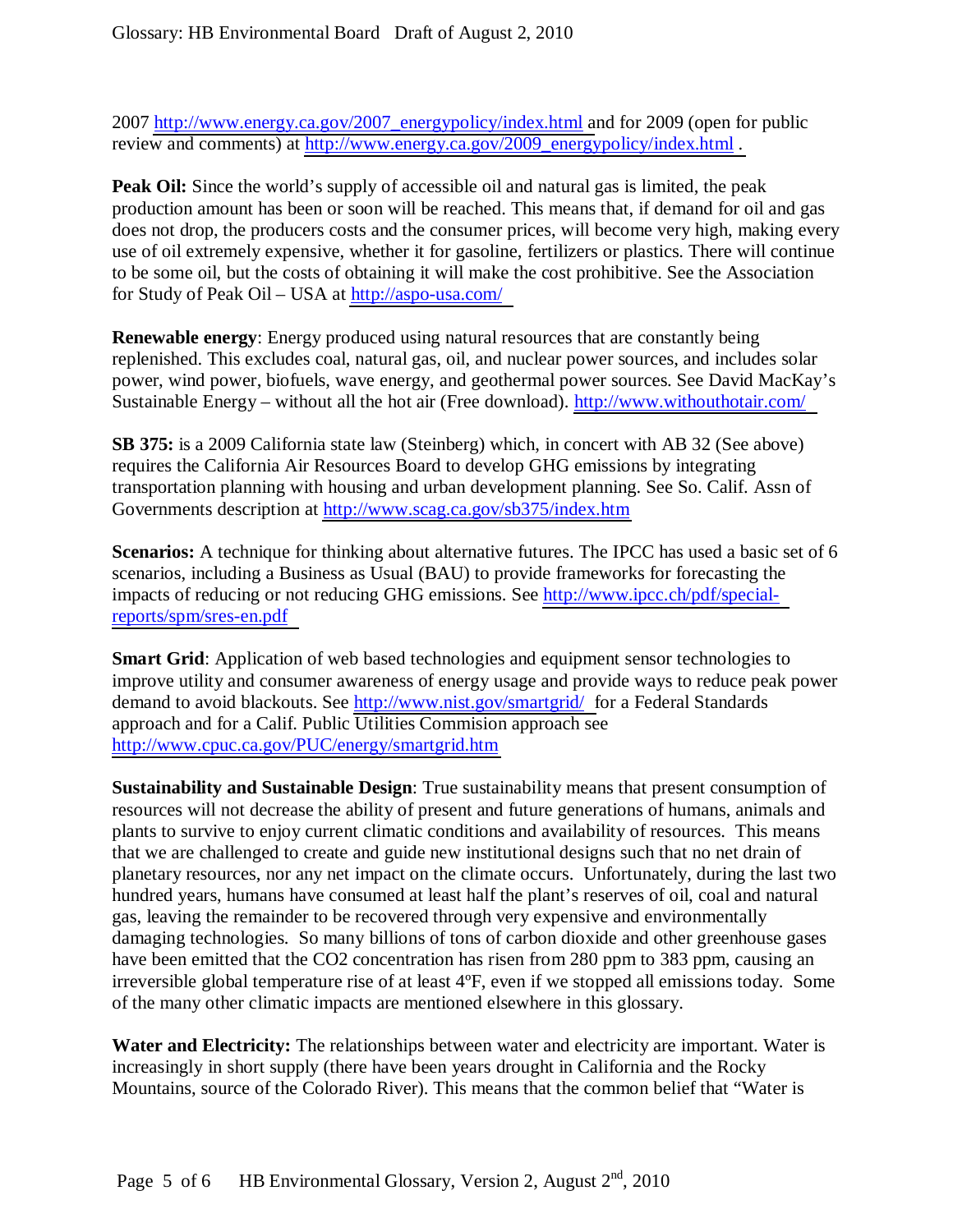2007 http://www.energy.ca.gov/2007_energypolicy/index.html and for 2009 (open for public review and comments) at http://www.energy.ca.gov/2009_energypolicy/index.html .

**Peak Oil:** Since the world's supply of accessible oil and natural gas is limited, the peak production amount has been or soon will be reached. This means that, if demand for oil and gas does not drop, the producers costs and the consumer prices, will become very high, making every use of oil extremely expensive, whether it for gasoline, fertilizers or plastics. There will continue to be some oil, but the costs of obtaining it will make the cost prohibitive. See the Association for Study of Peak Oil – USA at http://aspo-usa.com/

**Renewable energy**: Energy produced using natural resources that are constantly being replenished. This excludes coal, natural gas, oil, and nuclear power sources, and includes solar power, wind power, biofuels, wave energy, and geothermal power sources. See David MacKay's Sustainable Energy – without all the hot air (Free download). http://www.withouthotair.com/

**SB 375:** is a 2009 California state law (Steinberg) which, in concert with AB 32 (See above) requires the California Air Resources Board to develop GHG emissions by integrating transportation planning with housing and urban development planning. See So. Calif. Assn of Governments description at http://www.scag.ca.gov/sb375/index.htm

**Scenarios:** A technique for thinking about alternative futures. The IPCC has used a basic set of 6 scenarios, including a Business as Usual (BAU) to provide frameworks for forecasting the impacts of reducing or not reducing GHG emissions. See http://www.ipcc.ch/pdf/special-reports/spm/sres-en.pdf

**Smart Grid**: Application of web based technologies and equipment sensor technologies to improve utility and consumer awareness of energy usage and provide ways to reduce peak power demand to avoid blackouts. See http://www.nist.gov/smartgrid/ for a Federal Standards approach and for a Calif. Public Utilities Commision approach see http://www.cpuc.ca.gov/PUC/energy/smartgrid.htm

**Sustainability and Sustainable Design**: True sustainability means that present consumption of resources will not decrease the ability of present and future generations of humans, animals and plants to survive to enjoy current climatic conditions and availability of resources. This means that we are challenged to create and guide new institutional designs such that no net drain of planetary resources, nor any net impact on the climate occurs. Unfortunately, during the last two hundred years, humans have consumed at least half the plant's reserves of oil, coal and natural gas, leaving the remainder to be recovered through very expensive and environmentally damaging technologies. So many billions of tons of carbon dioxide and other greenhouse gases have been emitted that the $CO_2$ concentration has risen from 280 ppm to 383 ppm, causing an irreversible global temperature rise of at least 4ºF, even if we stopped all emissions today. Some of the many other climatic impacts are mentioned elsewhere in this glossary.

**Water and Electricity:** The relationships between water and electricity are important. Water is increasingly in short supply (there have been years drought in California and the Rocky Mountains, source of the Colorado River). This means that the common belief that "Water is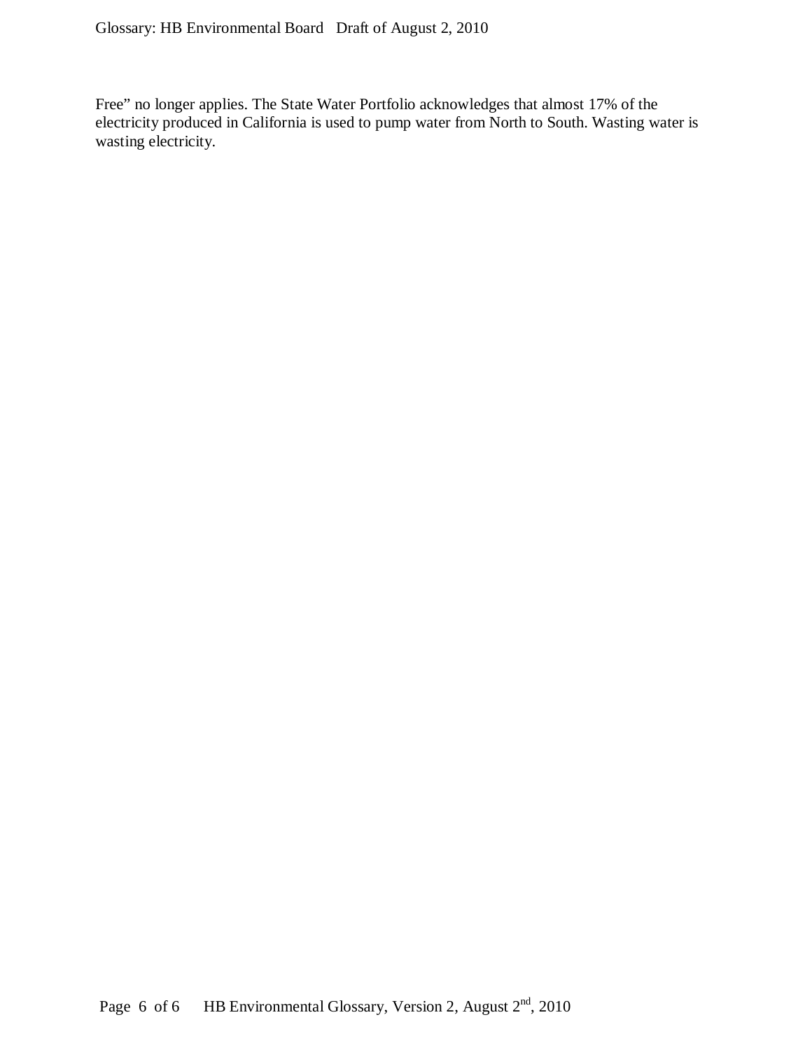Free" no longer applies. The State Water Portfolio acknowledges that almost 17% of the electricity produced in California is used to pump water from North to South. Wasting water is wasting electricity.